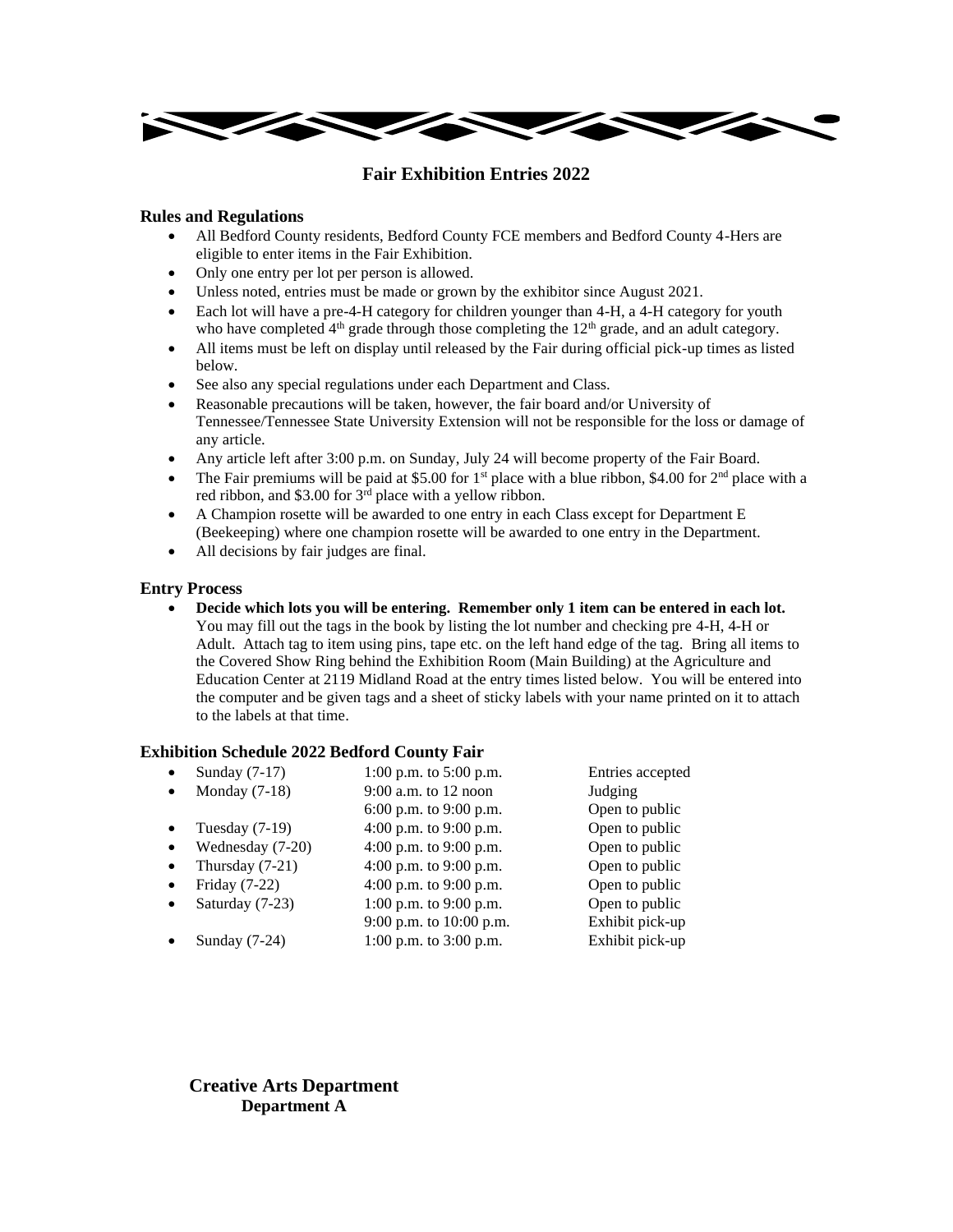# Fair Exhibition Entries 2022

### Rules and Regulations

- All Bedford County residents, Bedford County FCE members and Bedford County 4-Hers are eligible to enter items in the Fair Exhibition.
- Only one entry per lot per person is allowed.
- Unless noted, entries must be made or grown by the exhibitor since August 2021.
- Each lot will have a pre-4-H category for children younger than 4-H, a 4-H category for youth who have completed 4th grade through those completing the 12th grade, and an adult category.
- All items must be left on display until released by the Fair during official pick-up times as listed below.
- See also any special regulations under each Department and Class.
- Reasonable precautions will be taken, however, the fair board and/or University of Tennessee/Tennessee State University Extension will not be responsible for the loss or damage of any article.
- Any article left after 3:00 p.m. on Sunday, July 24 will become property of the Fair Board.
- The Fair premiums will be paid at $5.00 for 1st place with a blue ribbon, $4.00 for 2nd place with a red ribbon, and $3.00 for 3rd place with a yellow ribbon.
- A Champion rosette will be awarded to one entry in each Class except for Department E (Beekeeping) where one champion rosette will be awarded to one entry in the Department.
- All decisions by fair judges are final.

### Entry Process

- **Decide which lots you will be entering. Remember only 1 item can be entered in each lot.** You may fill out the tags in the book by listing the lot number and checking pre 4-H, 4-H or Adult. Attach tag to item using pins, tape etc. on the left hand edge of the tag. Bring all items to the Covered Show Ring behind the Exhibition Room (Main Building) at the Agriculture and Education Center at 2119 Midland Road at the entry times listed below. You will be entered into the computer and be given tags and a sheet of sticky labels with your name printed on it to attach to the labels at that time.

### Exhibition Schedule 2022 Bedford County Fair

| Day | Time | Activity |
|---|---|---|
| Sunday (7-17) | 1:00 p.m. to 5:00 p.m. | Entries accepted |
| Monday (7-18) | 9:00 a.m. to 12 noon | Judging |
| | 6:00 p.m. to 9:00 p.m. | Open to public |
| Tuesday (7-19) | 4:00 p.m. to 9:00 p.m. | Open to public |
| Wednesday (7-20) | 4:00 p.m. to 9:00 p.m. | Open to public |
| Thursday (7-21) | 4:00 p.m. to 9:00 p.m. | Open to public |
| Friday (7-22) | 4:00 p.m. to 9:00 p.m. | Open to public |
| Saturday (7-23) | 1:00 p.m. to 9:00 p.m. | Open to public |
| | 9:00 p.m. to 10:00 p.m. | Exhibit pick-up |
| Sunday (7-24) | 1:00 p.m. to 3:00 p.m. | Exhibit pick-up |

## Creative Arts Department
### Department A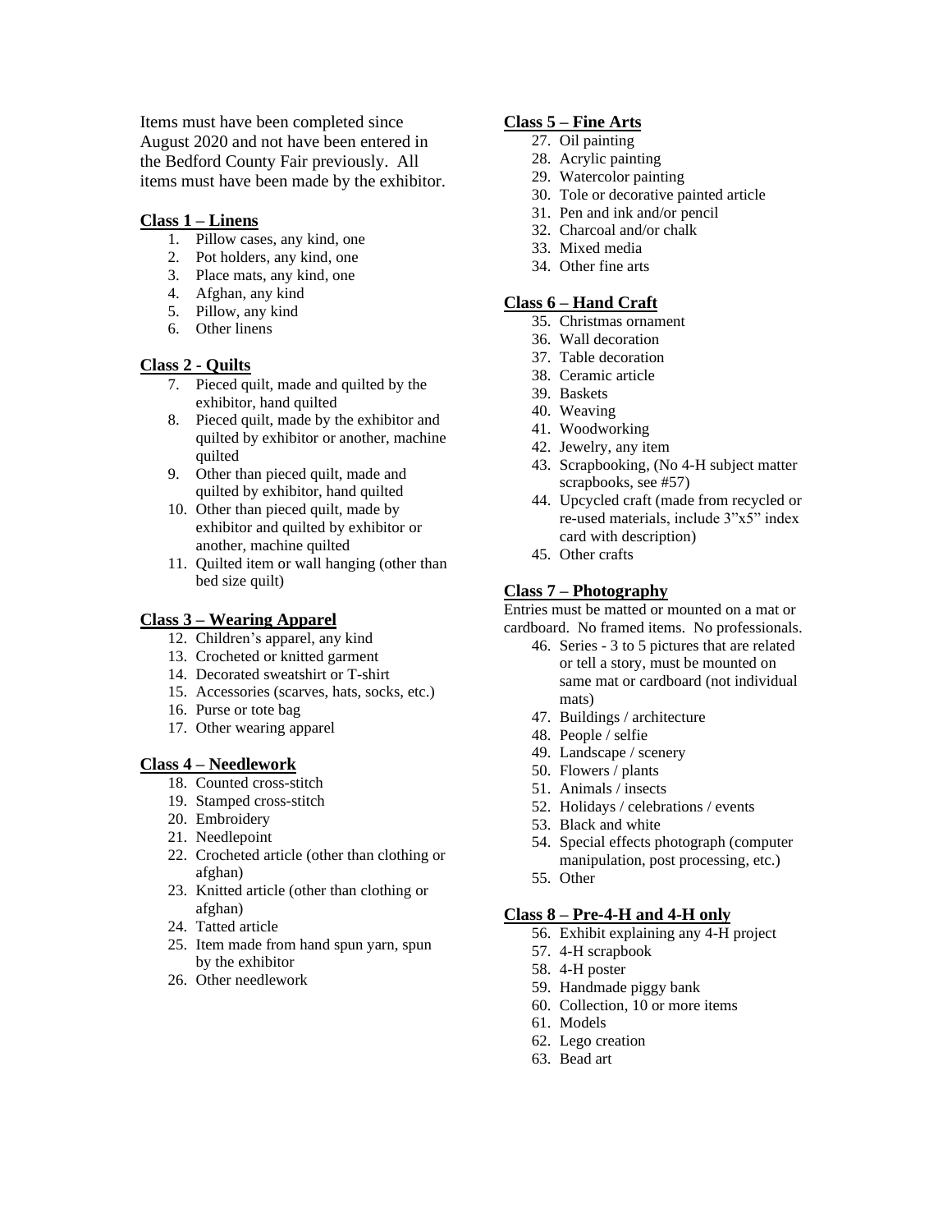Items must have been completed since August 2020 and not have been entered in the Bedford County Fair previously. All items must have been made by the exhibitor.

### Class 1 – Linens

1. Pillow cases, any kind, one
2. Pot holders, any kind, one
3. Place mats, any kind, one
4. Afghan, any kind
5. Pillow, any kind
6. Other linens

### Class 2 - Quilts

7. Pieced quilt, made and quilted by the exhibitor, hand quilted
8. Pieced quilt, made by the exhibitor and quilted by exhibitor or another, machine quilted
9. Other than pieced quilt, made and quilted by exhibitor, hand quilted
10. Other than pieced quilt, made by exhibitor and quilted by exhibitor or another, machine quilted
11. Quilted item or wall hanging (other than bed size quilt)

### Class 3 – Wearing Apparel

12. Children's apparel, any kind
13. Crocheted or knitted garment
14. Decorated sweatshirt or T-shirt
15. Accessories (scarves, hats, socks, etc.)
16. Purse or tote bag
17. Other wearing apparel

### Class 4 – Needlework

18. Counted cross-stitch
19. Stamped cross-stitch
20. Embroidery
21. Needlepoint
22. Crocheted article (other than clothing or afghan)
23. Knitted article (other than clothing or afghan)
24. Tatted article
25. Item made from hand spun yarn, spun by the exhibitor
26. Other needlework

### Class 5 – Fine Arts

27. Oil painting
28. Acrylic painting
29. Watercolor painting
30. Tole or decorative painted article
31. Pen and ink and/or pencil
32. Charcoal and/or chalk
33. Mixed media
34. Other fine arts

### Class 6 – Hand Craft

35. Christmas ornament
36. Wall decoration
37. Table decoration
38. Ceramic article
39. Baskets
40. Weaving
41. Woodworking
42. Jewelry, any item
43. Scrapbooking, (No 4-H subject matter scrapbooks, see #57)
44. Upcycled craft (made from recycled or re-used materials, include 3"x5" index card with description)
45. Other crafts

### Class 7 – Photography

Entries must be matted or mounted on a mat or cardboard. No framed items. No professionals.

46. Series - 3 to 5 pictures that are related or tell a story, must be mounted on same mat or cardboard (not individual mats)
47. Buildings / architecture
48. People / selfie
49. Landscape / scenery
50. Flowers / plants
51. Animals / insects
52. Holidays / celebrations / events
53. Black and white
54. Special effects photograph (computer manipulation, post processing, etc.)
55. Other

### Class 8 – Pre-4-H and 4-H only

56. Exhibit explaining any 4-H project
57. 4-H scrapbook
58. 4-H poster
59. Handmade piggy bank
60. Collection, 10 or more items
61. Models
62. Lego creation
63. Bead art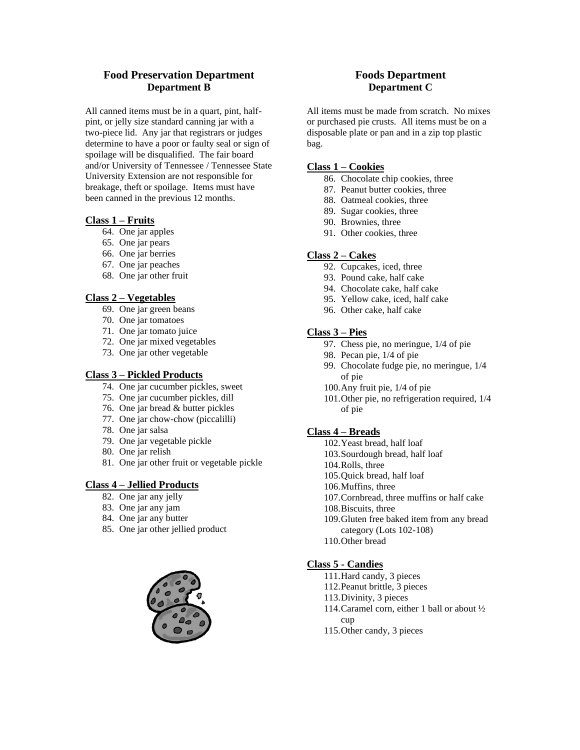## Food Preservation Department
### Department B

All canned items must be in a quart, pint, half-pint, or jelly size standard canning jar with a two-piece lid. Any jar that registrars or judges determine to have a poor or faulty seal or sign of spoilage will be disqualified. The fair board and/or University of Tennessee / Tennessee State University Extension are not responsible for breakage, theft or spoilage. Items must have been canned in the previous 12 months.

**Class 1 – Fruits**

64. One jar apples
65. One jar pears
66. One jar berries
67. One jar peaches
68. One jar other fruit

**Class 2 – Vegetables**

69. One jar green beans
70. One jar tomatoes
71. One jar tomato juice
72. One jar mixed vegetables
73. One jar other vegetable

**Class 3 – Pickled Products**

74. One jar cucumber pickles, sweet
75. One jar cucumber pickles, dill
76. One jar bread & butter pickles
77. One jar chow-chow (piccalilli)
78. One jar salsa
79. One jar vegetable pickle
80. One jar relish
81. One jar other fruit or vegetable pickle

**Class 4 – Jellied Products**

82. One jar any jelly
83. One jar any jam
84. One jar any butter
85. One jar other jellied product

## Foods Department
### Department C

All items must be made from scratch. No mixes or purchased pie crusts. All items must be on a disposable plate or pan and in a zip top plastic bag.

**Class 1 – Cookies**

86. Chocolate chip cookies, three
87. Peanut butter cookies, three
88. Oatmeal cookies, three
89. Sugar cookies, three
90. Brownies, three
91. Other cookies, three

**Class 2 – Cakes**

92. Cupcakes, iced, three
93. Pound cake, half cake
94. Chocolate cake, half cake
95. Yellow cake, iced, half cake
96. Other cake, half cake

**Class 3 – Pies**

97. Chess pie, no meringue, 1/4 of pie
98. Pecan pie, 1/4 of pie
99. Chocolate fudge pie, no meringue, 1/4 of pie
100. Any fruit pie, 1/4 of pie
101. Other pie, no refrigeration required, 1/4 of pie

**Class 4 – Breads**

102. Yeast bread, half loaf
103. Sourdough bread, half loaf
104. Rolls, three
105. Quick bread, half loaf
106. Muffins, three
107. Cornbread, three muffins or half cake
108. Biscuits, three
109. Gluten free baked item from any bread category (Lots 102-108)
110. Other bread

**Class 5 - Candies**

111. Hard candy, 3 pieces
112. Peanut brittle, 3 pieces
113. Divinity, 3 pieces
114. Caramel corn, either 1 ball or about ½ cup
115. Other candy, 3 pieces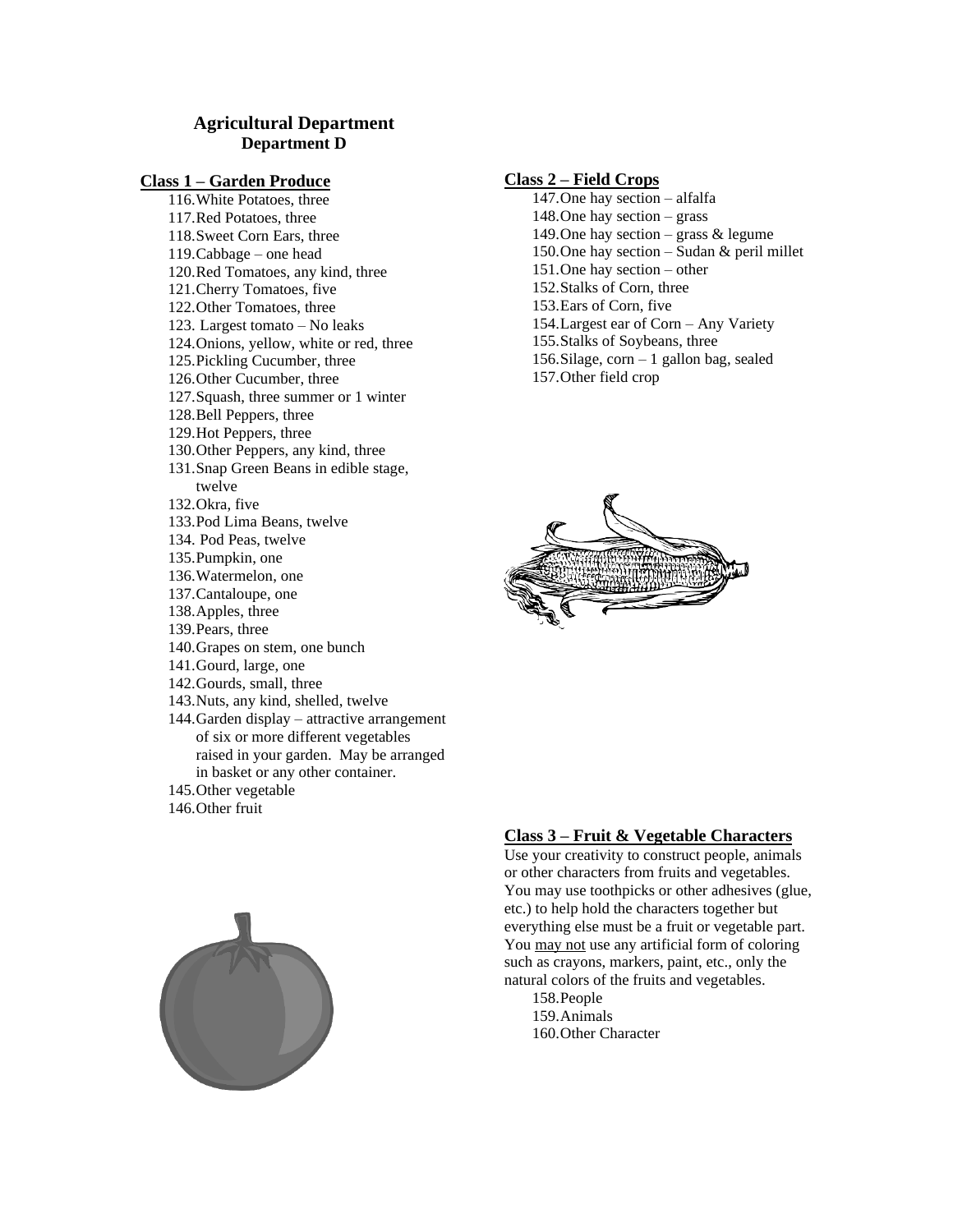# Agricultural Department
## Department D

### Class 1 – Garden Produce

116. White Potatoes, three
117. Red Potatoes, three
118. Sweet Corn Ears, three
119. Cabbage – one head
120. Red Tomatoes, any kind, three
121. Cherry Tomatoes, five
122. Other Tomatoes, three
123. Largest tomato – No leaks
124. Onions, yellow, white or red, three
125. Pickling Cucumber, three
126. Other Cucumber, three
127. Squash, three summer or 1 winter
128. Bell Peppers, three
129. Hot Peppers, three
130. Other Peppers, any kind, three
131. Snap Green Beans in edible stage, twelve
132. Okra, five
133. Pod Lima Beans, twelve
134. Pod Peas, twelve
135. Pumpkin, one
136. Watermelon, one
137. Cantaloupe, one
138. Apples, three
139. Pears, three
140. Grapes on stem, one bunch
141. Gourd, large, one
142. Gourds, small, three
143. Nuts, any kind, shelled, twelve
144. Garden display – attractive arrangement of six or more different vegetables raised in your garden. May be arranged in basket or any other container.
145. Other vegetable
146. Other fruit

### Class 2 – Field Crops

147. One hay section – alfalfa
148. One hay section – grass
149. One hay section – grass & legume
150. One hay section – Sudan & peril millet
151. One hay section – other
152. Stalks of Corn, three
153. Ears of Corn, five
154. Largest ear of Corn – Any Variety
155. Stalks of Soybeans, three
156. Silage, corn – 1 gallon bag, sealed
157. Other field crop

### Class 3 – Fruit & Vegetable Characters

Use your creativity to construct people, animals or other characters from fruits and vegetables. You may use toothpicks or other adhesives (glue, etc.) to help hold the characters together but everything else must be a fruit or vegetable part. You may not use any artificial form of coloring such as crayons, markers, paint, etc., only the natural colors of the fruits and vegetables.

158. People
159. Animals
160. Other Character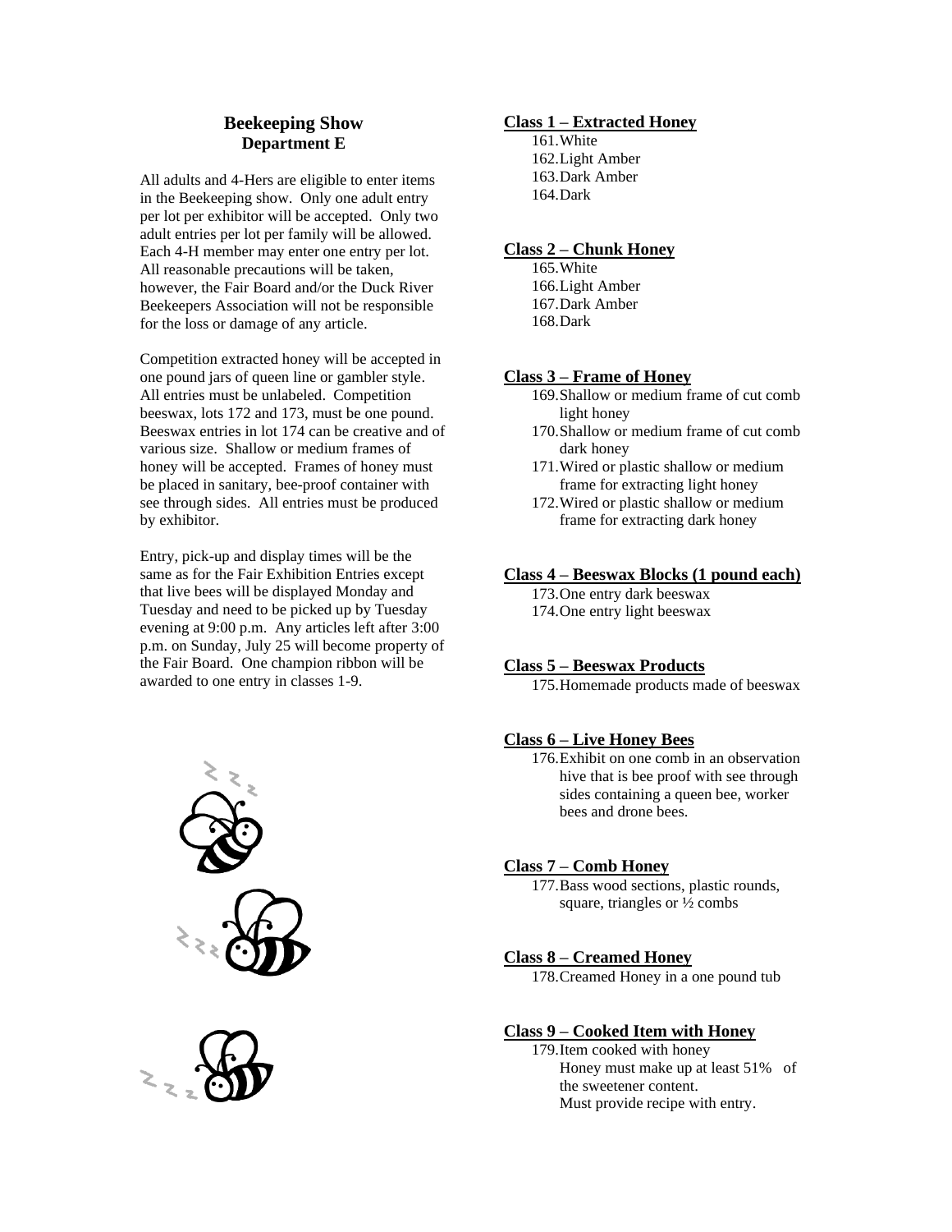## Beekeeping Show
### Department E

All adults and 4-Hers are eligible to enter items in the Beekeeping show. Only one adult entry per lot per exhibitor will be accepted. Only two adult entries per lot per family will be allowed. Each 4-H member may enter one entry per lot. All reasonable precautions will be taken, however, the Fair Board and/or the Duck River Beekeepers Association will not be responsible for the loss or damage of any article.

Competition extracted honey will be accepted in one pound jars of queen line or gambler style. All entries must be unlabeled. Competition beeswax, lots 172 and 173, must be one pound. Beeswax entries in lot 174 can be creative and of various size. Shallow or medium frames of honey will be accepted. Frames of honey must be placed in sanitary, bee-proof container with see through sides. All entries must be produced by exhibitor.

Entry, pick-up and display times will be the same as for the Fair Exhibition Entries except that live bees will be displayed Monday and Tuesday and need to be picked up by Tuesday evening at 9:00 p.m. Any articles left after 3:00 p.m. on Sunday, July 25 will become property of the Fair Board. One champion ribbon will be awarded to one entry in classes 1-9.

**Class 1 – Extracted Honey**

161. White
162. Light Amber
163. Dark Amber
164. Dark

**Class 2 – Chunk Honey**

165. White
166. Light Amber
167. Dark Amber
168. Dark

**Class 3 – Frame of Honey**

169. Shallow or medium frame of cut comb light honey
170. Shallow or medium frame of cut comb dark honey
171. Wired or plastic shallow or medium frame for extracting light honey
172. Wired or plastic shallow or medium frame for extracting dark honey

**Class 4 – Beeswax Blocks (1 pound each)**

173. One entry dark beeswax
174. One entry light beeswax

**Class 5 – Beeswax Products**

175. Homemade products made of beeswax

**Class 6 – Live Honey Bees**

176. Exhibit on one comb in an observation hive that is bee proof with see through sides containing a queen bee, worker bees and drone bees.

**Class 7 – Comb Honey**

177. Bass wood sections, plastic rounds, square, triangles or ½ combs

**Class 8 – Creamed Honey**

178. Creamed Honey in a one pound tub

**Class 9 – Cooked Item with Honey**

179. Item cooked with honey
Honey must make up at least 51% of the sweetener content.
Must provide recipe with entry.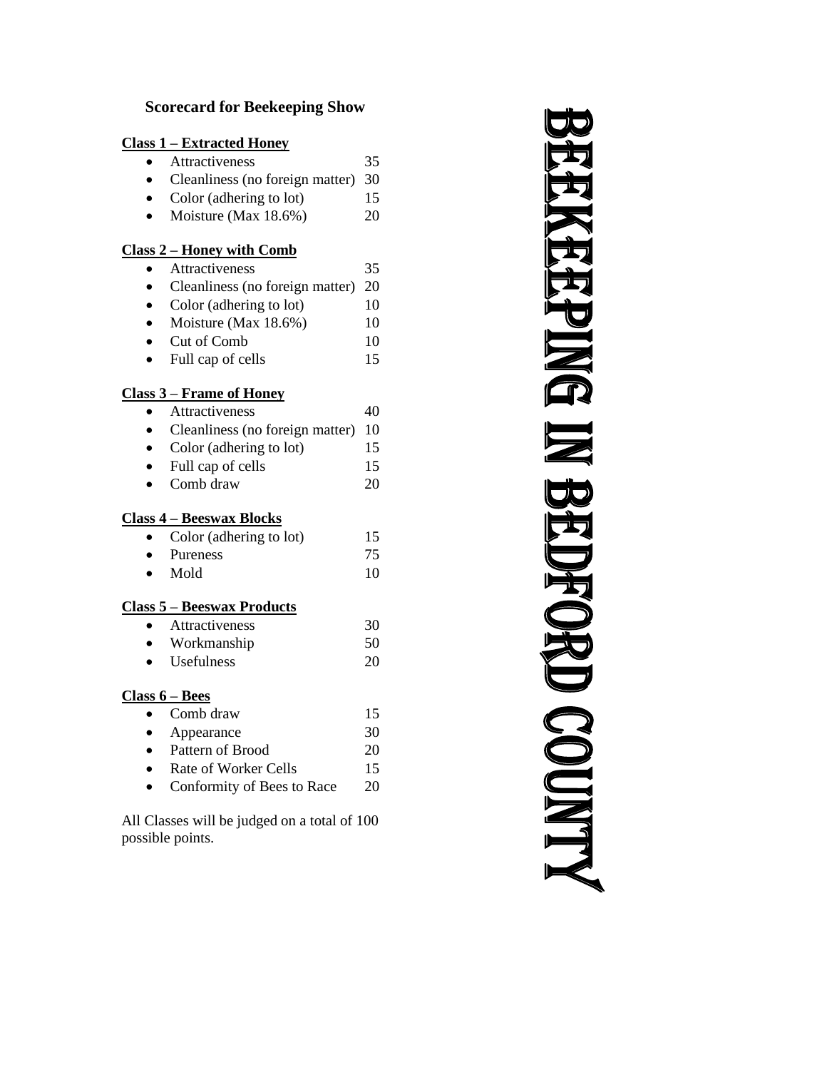### Scorecard for Beekeeping Show

**Class 1 – Extracted Honey**

- Attractiveness 35
- Cleanliness (no foreign matter) 30
- Color (adhering to lot) 15
- Moisture (Max 18.6%) 20

**Class 2 – Honey with Comb**

- Attractiveness 35
- Cleanliness (no foreign matter) 20
- Color (adhering to lot) 10
- Moisture (Max 18.6%) 10
- Cut of Comb 10
- Full cap of cells 15

**Class 3 – Frame of Honey**

- Attractiveness 40
- Cleanliness (no foreign matter) 10
- Color (adhering to lot) 15
- Full cap of cells 15
- Comb draw 20

**Class 4 – Beeswax Blocks**

- Color (adhering to lot) 15
- Pureness 75
- Mold 10

**Class 5 – Beeswax Products**

- Attractiveness 30
- Workmanship 50
- Usefulness 20

**Class 6 – Bees**

- Comb draw 15
- Appearance 30
- Pattern of Brood 20
- Rate of Worker Cells 15
- Conformity of Bees to Race 20

All Classes will be judged on a total of 100 possible points.

BEEKEEPING IN BEDFORD COUNTY